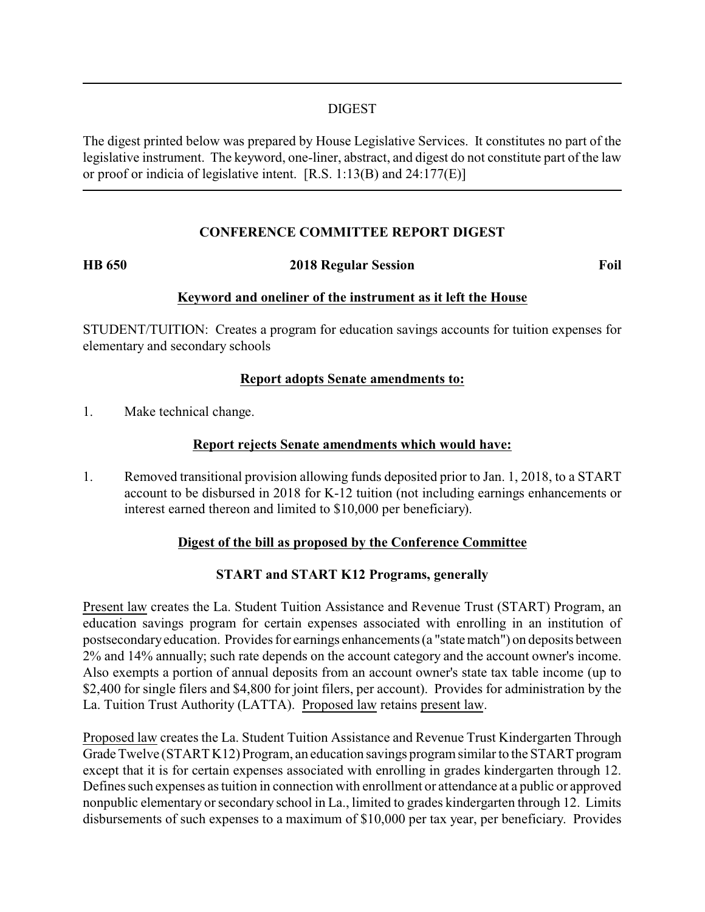# DIGEST

The digest printed below was prepared by House Legislative Services. It constitutes no part of the legislative instrument. The keyword, one-liner, abstract, and digest do not constitute part of the law or proof or indicia of legislative intent. [R.S. 1:13(B) and 24:177(E)]

## CONFERENCE COMMITTEE REPORT DIGEST

**HB 650** **2018 Regular Session** **Foil**

### Keyword and oneliner of the instrument as it left the House

STUDENT/TUITION: Creates a program for education savings accounts for tuition expenses for elementary and secondary schools

### Report adopts Senate amendments to:

1. Make technical change.

### Report rejects Senate amendments which would have:

1. Removed transitional provision allowing funds deposited prior to Jan. 1, 2018, to a START account to be disbursed in 2018 for K-12 tuition (not including earnings enhancements or interest earned thereon and limited to $10,000 per beneficiary).

### Digest of the bill as proposed by the Conference Committee

### START and START K12 Programs, generally

Present law creates the La. Student Tuition Assistance and Revenue Trust (START) Program, an education savings program for certain expenses associated with enrolling in an institution of postsecondary education. Provides for earnings enhancements (a "state match") on deposits between 2% and 14% annually; such rate depends on the account category and the account owner's income. Also exempts a portion of annual deposits from an account owner's state tax table income (up to $2,400 for single filers and $4,800 for joint filers, per account). Provides for administration by the La. Tuition Trust Authority (LATTA). Proposed law retains present law.

Proposed law creates the La. Student Tuition Assistance and Revenue Trust Kindergarten Through Grade Twelve (START K12) Program, an education savings program similar to the START program except that it is for certain expenses associated with enrolling in grades kindergarten through 12. Defines such expenses as tuition in connection with enrollment or attendance at a public or approved nonpublic elementary or secondary school in La., limited to grades kindergarten through 12. Limits disbursements of such expenses to a maximum of $10,000 per tax year, per beneficiary. Provides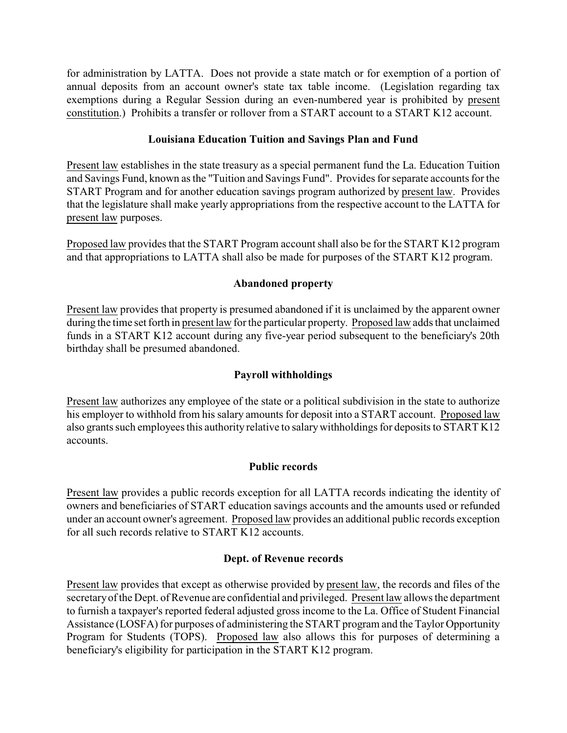for administration by LATTA. Does not provide a state match or for exemption of a portion of annual deposits from an account owner's state tax table income. (Legislation regarding tax exemptions during a Regular Session during an even-numbered year is prohibited by present constitution.) Prohibits a transfer or rollover from a START account to a START K12 account.

**Louisiana Education Tuition and Savings Plan and Fund**

Present law establishes in the state treasury as a special permanent fund the La. Education Tuition and Savings Fund, known as the "Tuition and Savings Fund". Provides for separate accounts for the START Program and for another education savings program authorized by present law. Provides that the legislature shall make yearly appropriations from the respective account to the LATTA for present law purposes.

Proposed law provides that the START Program account shall also be for the START K12 program and that appropriations to LATTA shall also be made for purposes of the START K12 program.

**Abandoned property**

Present law provides that property is presumed abandoned if it is unclaimed by the apparent owner during the time set forth in present law for the particular property. Proposed law adds that unclaimed funds in a START K12 account during any five-year period subsequent to the beneficiary's 20th birthday shall be presumed abandoned.

**Payroll withholdings**

Present law authorizes any employee of the state or a political subdivision in the state to authorize his employer to withhold from his salary amounts for deposit into a START account. Proposed law also grants such employees this authority relative to salary withholdings for deposits to START K12 accounts.

**Public records**

Present law provides a public records exception for all LATTA records indicating the identity of owners and beneficiaries of START education savings accounts and the amounts used or refunded under an account owner's agreement. Proposed law provides an additional public records exception for all such records relative to START K12 accounts.

**Dept. of Revenue records**

Present law provides that except as otherwise provided by present law, the records and files of the secretary of the Dept. of Revenue are confidential and privileged. Present law allows the department to furnish a taxpayer's reported federal adjusted gross income to the La. Office of Student Financial Assistance (LOSFA) for purposes of administering the START program and the Taylor Opportunity Program for Students (TOPS). Proposed law also allows this for purposes of determining a beneficiary's eligibility for participation in the START K12 program.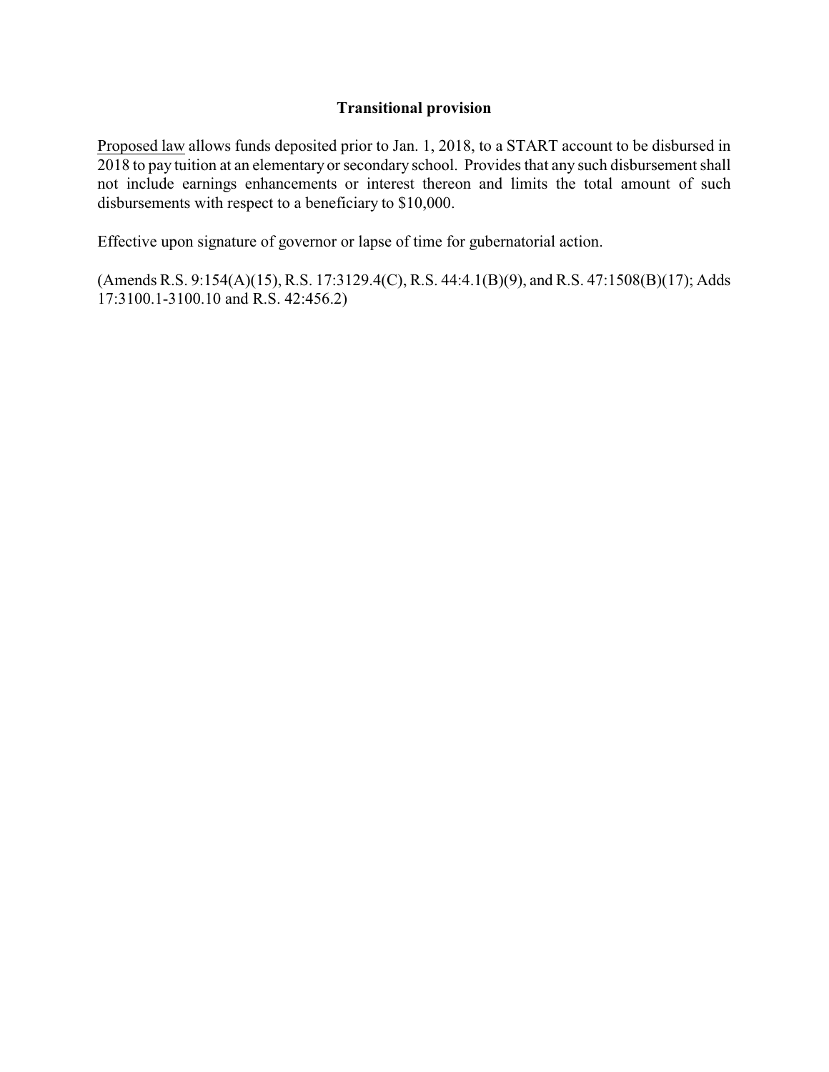**Transitional provision**

Proposed law allows funds deposited prior to Jan. 1, 2018, to a START account to be disbursed in 2018 to pay tuition at an elementary or secondary school. Provides that any such disbursement shall not include earnings enhancements or interest thereon and limits the total amount of such disbursements with respect to a beneficiary to $10,000.

Effective upon signature of governor or lapse of time for gubernatorial action.

(Amends R.S. 9:154(A)(15), R.S. 17:3129.4(C), R.S. 44:4.1(B)(9), and R.S. 47:1508(B)(17); Adds 17:3100.1-3100.10 and R.S. 42:456.2)